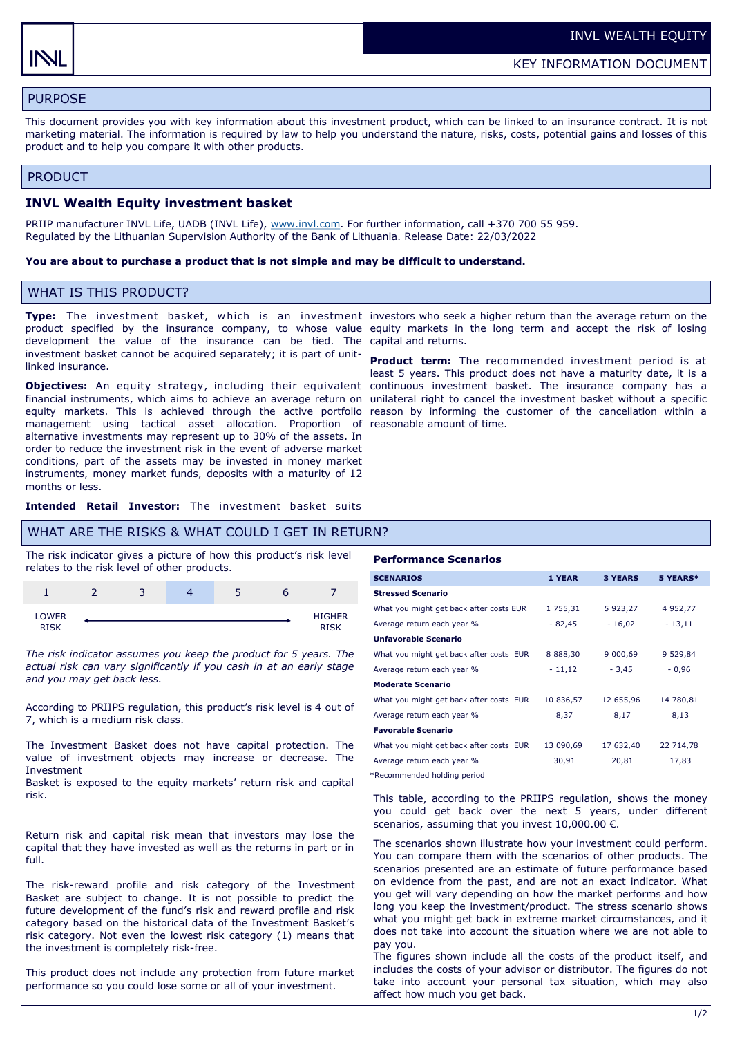INVL WEALTH EQUITY

KEY INFORMATION DOCUMENT

## PURPOSE

This document provides you with key information about this investment product, which can be linked to an insurance contract. It is not marketing material. The information is required by law to help you understand the nature, risks, costs, potential gains and losses of this product and to help you compare it with other products.

## PRODUCT

### INVL Wealth Equity investment basket

PRIIP manufacturer INVL Life, UADB (INVL Life), www.invl.com. For further information, call +370 700 55 959.
Regulated by the Lithuanian Supervision Authority of the Bank of Lithuania. Release Date: 22/03/2022

**You are about to purchase a product that is not simple and may be difficult to understand.**

## WHAT IS THIS PRODUCT?

**Type:** The investment basket, which is an investment product specified by the insurance company, to whose value development the value of the insurance can be tied. The investment basket cannot be acquired separately; it is part of unit-linked insurance.

**Objectives:** An equity strategy, including their equivalent financial instruments, which aims to achieve an average return on equity markets. This is achieved through the active portfolio management using tactical asset allocation. Proportion of alternative investments may represent up to 30% of the assets. In order to reduce the investment risk in the event of adverse market conditions, part of the assets may be invested in money market instruments, money market funds, deposits with a maturity of 12 months or less.

**Intended Retail Investor:** The investment basket suits investors who seek a higher return than the average return on the equity markets in the long term and accept the risk of losing capital and returns.

**Product term:** The recommended investment period is at least 5 years. This product does not have a maturity date, it is a continuous investment basket. The insurance company has a unilateral right to cancel the investment basket without a specific reason by informing the customer of the cancellation within a reasonable amount of time.

## WHAT ARE THE RISKS & WHAT COULD I GET IN RETURN?

The risk indicator gives a picture of how this product's risk level relates to the risk level of other products.

| 1 | 2 | 3 | **4** | 5 | 6 | 7 |
|---|---|---|---|---|---|---|
| LOWER RISK | | | | | | HIGHER RISK |

*The risk indicator assumes you keep the product for 5 years. The actual risk can vary significantly if you cash in at an early stage and you may get back less.*

According to PRIIPS regulation, this product's risk level is 4 out of 7, which is a medium risk class.

The Investment Basket does not have capital protection. The value of investment objects may increase or decrease. The Investment
Basket is exposed to the equity markets' return risk and capital risk.

Return risk and capital risk mean that investors may lose the capital that they have invested as well as the returns in part or in full.

The risk-reward profile and risk category of the Investment Basket are subject to change. It is not possible to predict the future development of the fund's risk and reward profile and risk category based on the historical data of the Investment Basket's risk category. Not even the lowest risk category (1) means that the investment is completely risk-free.

This product does not include any protection from future market performance so you could lose some or all of your investment.

### Performance Scenarios

| SCENARIOS | 1 YEAR | 3 YEARS | 5 YEARS* |
|---|---|---|---|
| **Stressed Scenario** | | | |
| What you might get back after costs EUR | 1 755,31 | 5 923,27 | 4 952,77 |
| Average return each year % | - 82,45 | - 16,02 | - 13,11 |
| **Unfavorable Scenario** | | | |
| What you might get back after costs EUR | 8 888,30 | 9 000,69 | 9 529,84 |
| Average return each year % | - 11,12 | - 3,45 | - 0,96 |
| **Moderate Scenario** | | | |
| What you might get back after costs EUR | 10 836,57 | 12 655,96 | 14 780,81 |
| Average return each year % | 8,37 | 8,17 | 8,13 |
| **Favorable Scenario** | | | |
| What you might get back after costs EUR | 13 090,69 | 17 632,40 | 22 714,78 |
| Average return each year % | 30,91 | 20,81 | 17,83 |

*Recommended holding period

This table, according to the PRIIPS regulation, shows the money you could get back over the next 5 years, under different scenarios, assuming that you invest 10,000.00 €.

The scenarios shown illustrate how your investment could perform. You can compare them with the scenarios of other products. The scenarios presented are an estimate of future performance based on evidence from the past, and are not an exact indicator. What you get will vary depending on how the market performs and how long you keep the investment/product. The stress scenario shows what you might get back in extreme market circumstances, and it does not take into account the situation where we are not able to pay you.
The figures shown include all the costs of the product itself, and includes the costs of your advisor or distributor. The figures do not take into account your personal tax situation, which may also affect how much you get back.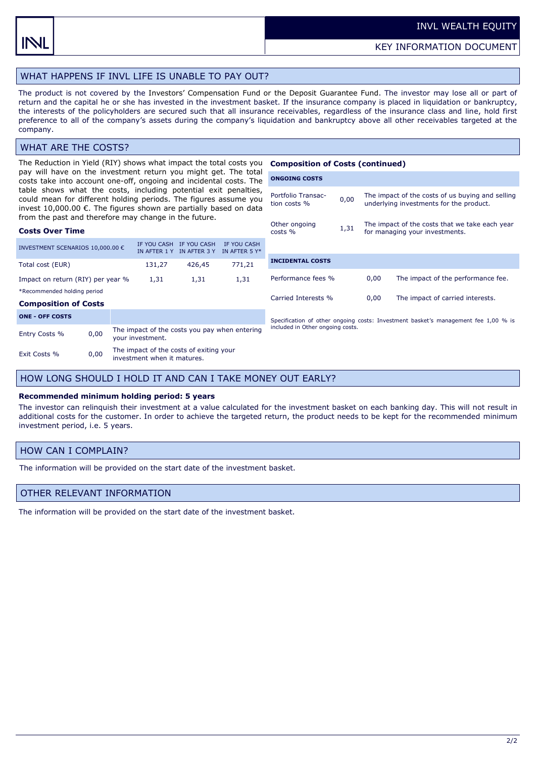## WHAT HAPPENS IF INVL LIFE IS UNABLE TO PAY OUT?

The product is not covered by the Investors' Compensation Fund or the Deposit Guarantee Fund. The investor may lose all or part of return and the capital he or she has invested in the investment basket. If the insurance company is placed in liquidation or bankruptcy, the interests of the policyholders are secured such that all insurance receivables, regardless of the insurance class and line, hold first preference to all of the company's assets during the company's liquidation and bankruptcy above all other receivables targeted at the company.

## WHAT ARE THE COSTS?

The Reduction in Yield (RIY) shows what impact the total costs you pay will have on the investment return you might get. The total costs take into account one-off, ongoing and incidental costs. The table shows what the costs, including potential exit penalties, could mean for different holding periods. The figures assume you invest 10,000.00 €. The figures shown are partially based on data from the past and therefore may change in the future.

### Costs Over Time

| INVESTMENT SCENARIOS 10,000.00 € | IF YOU CASH IN AFTER 1 Y | IF YOU CASH IN AFTER 3 Y | IF YOU CASH IN AFTER 5 Y* |
|---|---|---|---|
| Total cost (EUR) | 131,27 | 426,45 | 771,21 |
| Impact on return (RIY) per year % | 1,31 | 1,31 | 1,31 |

*Recommended holding period

### Composition of Costs

| ONE - OFF COSTS | | |
|---|---|---|
| Entry Costs % | 0,00 | The impact of the costs you pay when entering your investment. |
| Exit Costs % | 0,00 | The impact of the costs of exiting your investment when it matures. |

### Composition of Costs (continued)

| ONGOING COSTS | | |
|---|---|---|
| Portfolio Transaction costs % | 0,00 | The impact of the costs of us buying and selling underlying investments for the product. |
| Other ongoing costs % | 1,31 | The impact of the costs that we take each year for managing your investments. |

| INCIDENTAL COSTS | | |
|---|---|---|
| Performance fees % | 0,00 | The impact of the performance fee. |
| Carried Interests % | 0,00 | The impact of carried interests. |

Specification of other ongoing costs: Investment basket's management fee 1,00 % is included in Other ongoing costs.

## HOW LONG SHOULD I HOLD IT AND CAN I TAKE MONEY OUT EARLY?

**Recommended minimum holding period: 5 years**

The investor can relinquish their investment at a value calculated for the investment basket on each banking day. This will not result in additional costs for the customer. In order to achieve the targeted return, the product needs to be kept for the recommended minimum investment period, i.e. 5 years.

## HOW CAN I COMPLAIN?

The information will be provided on the start date of the investment basket.

## OTHER RELEVANT INFORMATION

The information will be provided on the start date of the investment basket.